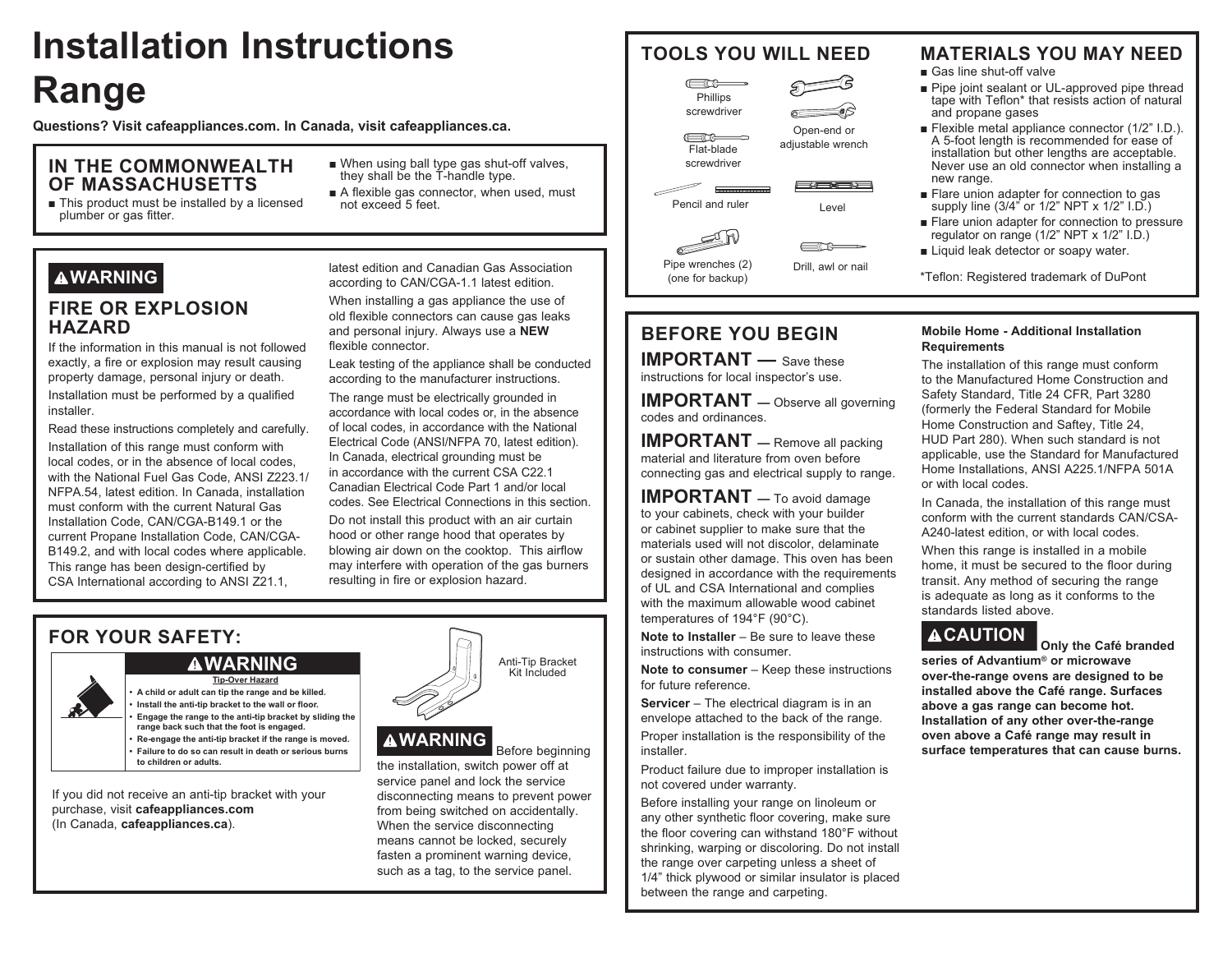# Installation Instructions

# Range

**Questions? Visit cafeappliances.com. In Canada, visit cafeappliances.ca.**

## IN THE COMMONWEALTH OF MASSACHUSETTS

- This product must be installed by a licensed plumber or gas fitter.
- When using ball type gas shut-off valves, they shall be the T-handle type.
- A flexible gas connector, when used, must not exceed 5 feet.

## ⚠WARNING

### FIRE OR EXPLOSION HAZARD

If the information in this manual is not followed exactly, a fire or explosion may result causing property damage, personal injury or death.

Installation must be performed by a qualified installer.

Read these instructions completely and carefully.

Installation of this range must conform with local codes, or in the absence of local codes, with the National Fuel Gas Code, ANSI Z223.1/ NFPA.54, latest edition. In Canada, installation must conform with the current Natural Gas Installation Code, CAN/CGA-B149.1 or the current Propane Installation Code, CAN/CGA-B149.2, and with local codes where applicable. This range has been design-certified by CSA International according to ANSI Z21.1, latest edition and Canadian Gas Association according to CAN/CGA-1.1 latest edition.

When installing a gas appliance the use of old flexible connectors can cause gas leaks and personal injury. Always use a **NEW** flexible connector.

Leak testing of the appliance shall be conducted according to the manufacturer instructions.

The range must be electrically grounded in accordance with local codes or, in the absence of local codes, in accordance with the National Electrical Code (ANSI/NFPA 70, latest edition). In Canada, electrical grounding must be in accordance with the current CSA C22.1 Canadian Electrical Code Part 1 and/or local codes. See Electrical Connections in this section.

Do not install this product with an air curtain hood or other range hood that operates by blowing air down on the cooktop. This airflow may interfere with operation of the gas burners resulting in fire or explosion hazard.

## FOR YOUR SAFETY:

### ⚠WARNING

**Tip-Over Hazard**

- **A child or adult can tip the range and be killed.**
- **Install the anti-tip bracket to the wall or floor.**
- **Engage the range to the anti-tip bracket by sliding the range back such that the foot is engaged.**
- **Re-engage the anti-tip bracket if the range is moved.**
- **Failure to do so can result in death or serious burns to children or adults.**

Anti-Tip Bracket Kit Included

If you did not receive an anti-tip bracket with your purchase, visit **cafeappliances.com** (In Canada, **cafeappliances.ca**).

**⚠WARNING** Before beginning the installation, switch power off at service panel and lock the service disconnecting means to prevent power from being switched on accidentally. When the service disconnecting means cannot be locked, securely fasten a prominent warning device, such as a tag, to the service panel.

## TOOLS YOU WILL NEED

- Phillips screwdriver
- Open-end or adjustable wrench
- Flat-blade screwdriver
- Pencil and ruler
- Level
- Pipe wrenches (2) (one for backup)
- Drill, awl or nail

## MATERIALS YOU MAY NEED

- Gas line shut-off valve
- Pipe joint sealant or UL-approved pipe thread tape with Teflon* that resists action of natural and propane gases
- Flexible metal appliance connector (1/2" I.D.). A 5-foot length is recommended for ease of installation but other lengths are acceptable. Never use an old connector when installing a new range.
- Flare union adapter for connection to gas supply line (3/4" or 1/2" NPT x 1/2" I.D.)
- Flare union adapter for connection to pressure regulator on range (1/2" NPT x 1/2" I.D.)
- Liquid leak detector or soapy water.

*Teflon: Registered trademark of DuPont

## BEFORE YOU BEGIN

**IMPORTANT —** Save these instructions for local inspector's use.

**IMPORTANT —** Observe all governing codes and ordinances.

**IMPORTANT —** Remove all packing material and literature from oven before connecting gas and electrical supply to range.

**IMPORTANT —** To avoid damage to your cabinets, check with your builder or cabinet supplier to make sure that the materials used will not discolor, delaminate or sustain other damage. This oven has been designed in accordance with the requirements of UL and CSA International and complies with the maximum allowable wood cabinet temperatures of 194°F (90°C).

**Note to Installer** – Be sure to leave these instructions with consumer.

**Note to consumer** – Keep these instructions for future reference.

**Servicer** – The electrical diagram is in an envelope attached to the back of the range.

Proper installation is the responsibility of the installer.

Product failure due to improper installation is not covered under warranty.

Before installing your range on linoleum or any other synthetic floor covering, make sure the floor covering can withstand 180°F without shrinking, warping or discoloring. Do not install the range over carpeting unless a sheet of 1/4" thick plywood or similar insulator is placed between the range and carpeting.

**Mobile Home - Additional Installation Requirements**

The installation of this range must conform to the Manufactured Home Construction and Safety Standard, Title 24 CFR, Part 3280 (formerly the Federal Standard for Mobile Home Construction and Saftey, Title 24, HUD Part 280). When such standard is not applicable, use the Standard for Manufactured Home Installations, ANSI A225.1/NFPA 501A or with local codes.

In Canada, the installation of this range must conform with the current standards CAN/CSA-A240-latest edition, or with local codes.

When this range is installed in a mobile home, it must be secured to the floor during transit. Any method of securing the range is adequate as long as it conforms to the standards listed above.

**⚠CAUTION Only the Café branded series of Advantium® or microwave over-the-range ovens are designed to be installed above the Café range. Surfaces above a gas range can become hot. Installation of any other over-the-range oven above a Café range may result in surface temperatures that can cause burns.**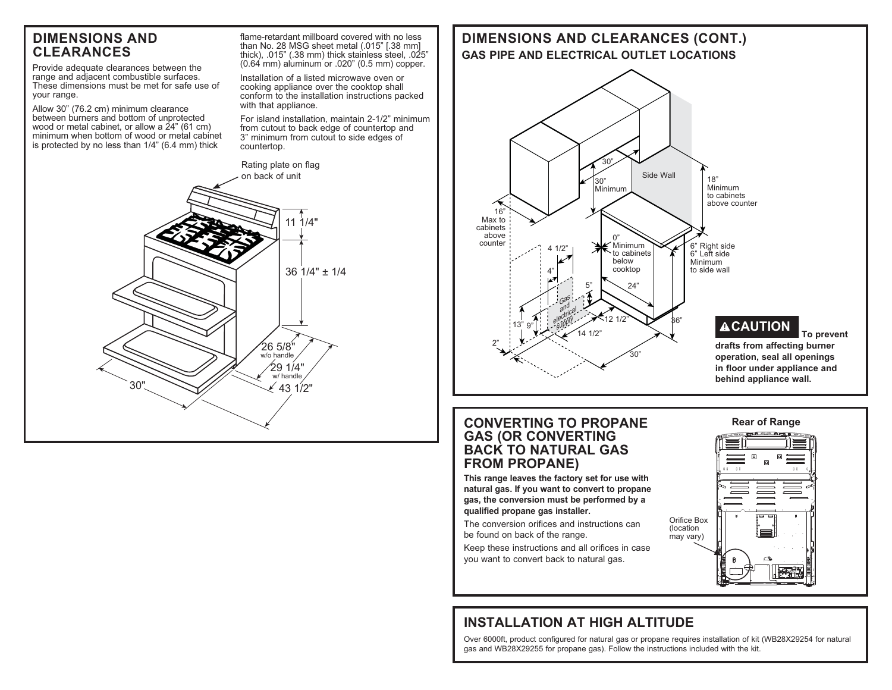## DIMENSIONS AND CLEARANCES

Provide adequate clearances between the range and adjacent combustible surfaces. These dimensions must be met for safe use of your range.

Allow 30" (76.2 cm) minimum clearance between burners and bottom of unprotected wood or metal cabinet, or allow a 24" (61 cm) minimum when bottom of wood or metal cabinet is protected by no less than 1/4" (6.4 mm) thick flame-retardant millboard covered with no less than No. 28 MSG sheet metal (.015" [.38 mm] thick), .015" (.38 mm) thick stainless steel, .025" (0.64 mm) aluminum or .020" (0.5 mm) copper.

Installation of a listed microwave oven or cooking appliance over the cooktop shall conform to the installation instructions packed with that appliance.

For island installation, maintain 2-1/2" minimum from cutout to back edge of countertop and 3" minimum from cutout to side edges of countertop.

Rating plate on flag on back of unit

11 1/4"

36 1/4" ± 1/4

26 5/8" w/o handle

29 1/4" w/ handle

43 1/2"

30"

## DIMENSIONS AND CLEARANCES (CONT.)

### GAS PIPE AND ELECTRICAL OUTLET LOCATIONS

30"

30" Minimum

Side Wall

18" Minimum to cabinets above counter

16" Max to cabinets above counter

0" Minimum to cabinets below cooktop

4 1/2"

4"

5"

24"

6" Right side 6" Left side Minimum to side wall

Gas and electrical supply

13"

9"

12 1/2"

14 1/2"

36"

2"

30"

**⚠CAUTION** **To prevent drafts from affecting burner operation, seal all openings in floor under appliance and behind appliance wall.**

## CONVERTING TO PROPANE GAS (OR CONVERTING BACK TO NATURAL GAS FROM PROPANE)

**This range leaves the factory set for use with natural gas. If you want to convert to propane gas, the conversion must be performed by a qualified propane gas installer.**

The conversion orifices and instructions can be found on back of the range.

Keep these instructions and all orifices in case you want to convert back to natural gas.

Rear of Range

Orifice Box (location may vary)

## INSTALLATION AT HIGH ALTITUDE

Over 6000ft, product configured for natural gas or propane requires installation of kit (WB28X29254 for natural gas and WB28X29255 for propane gas). Follow the instructions included with the kit.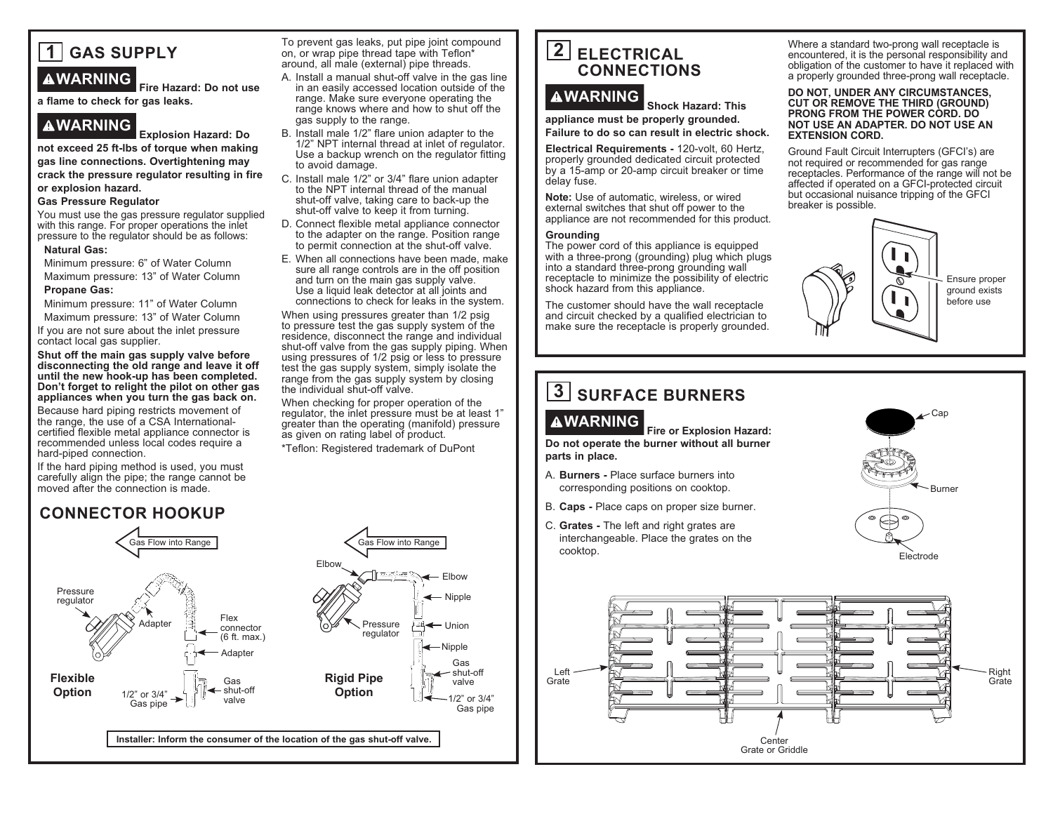## 1 GAS SUPPLY

**⚠WARNING** **Fire Hazard: Do not use a flame to check for gas leaks.**

**⚠WARNING** **Explosion Hazard: Do not exceed 25 ft-lbs of torque when making gas line connections. Overtightening may crack the pressure regulator resulting in fire or explosion hazard.**

**Gas Pressure Regulator**

You must use the gas pressure regulator supplied with this range. For proper operations the inlet pressure to the regulator should be as follows:

**Natural Gas:**

Minimum pressure: 6" of Water Column

Maximum pressure: 13" of Water Column

**Propane Gas:**

Minimum pressure: 11" of Water Column

Maximum pressure: 13" of Water Column

If you are not sure about the inlet pressure contact local gas supplier.

**Shut off the main gas supply valve before disconnecting the old range and leave it off until the new hook-up has been completed. Don't forget to relight the pilot on other gas appliances when you turn the gas back on.**

Because hard piping restricts movement of the range, the use of a CSA International-certified flexible metal appliance connector is recommended unless local codes require a hard-piped connection.

If the hard piping method is used, you must carefully align the pipe; the range cannot be moved after the connection is made.

To prevent gas leaks, put pipe joint compound on, or wrap pipe thread tape with Teflon* around, all male (external) pipe threads.

A. Install a manual shut-off valve in the gas line in an easily accessed location outside of the range. Make sure everyone operating the range knows where and how to shut off the gas supply to the range.
B. Install male 1/2" flare union adapter to the 1/2" NPT internal thread at inlet of regulator. Use a backup wrench on the regulator fitting to avoid damage.
C. Install male 1/2" or 3/4" flare union adapter to the NPT internal thread of the manual shut-off valve, taking care to back-up the shut-off valve to keep it from turning.
D. Connect flexible metal appliance connector to the adapter on the range. Position range to permit connection at the shut-off valve.
E. When all connections have been made, make sure all range controls are in the off position and turn on the main gas supply valve. Use a liquid leak detector at all joints and connections to check for leaks in the system.

When using pressures greater than 1/2 psig to pressure test the gas supply system of the residence, disconnect the range and individual shut-off valve from the gas supply piping. When using pressures of 1/2 psig or less to pressure test the gas supply system, simply isolate the range from the gas supply system by closing the individual shut-off valve.

When checking for proper operation of the regulator, the inlet pressure must be at least 1" greater than the operating (manifold) pressure as given on rating label of product.

*Teflon: Registered trademark of DuPont

## CONNECTOR HOOKUP

**Flexible Option**: Gas Flow into Range; Pressure regulator; Adapter; Flex connector (6 ft. max.); Adapter; Gas shut-off valve; 1/2" or 3/4" Gas pipe

**Rigid Pipe Option**: Gas Flow into Range; Elbow; Elbow; Nipple; Pressure regulator; Union; Nipple; Gas shut-off valve; 1/2" or 3/4" Gas pipe

**Installer: Inform the consumer of the location of the gas shut-off valve.**

## 2 ELECTRICAL CONNECTIONS

**⚠WARNING** **Shock Hazard: This appliance must be properly grounded. Failure to do so can result in electric shock.**

**Electrical Requirements -** 120-volt, 60 Hertz, properly grounded dedicated circuit protected by a 15-amp or 20-amp circuit breaker or time delay fuse.

**Note:** Use of automatic, wireless, or wired external switches that shut off power to the appliance are not recommended for this product.

**Grounding**

The power cord of this appliance is equipped with a three-prong (grounding) plug which plugs into a standard three-prong grounding wall receptacle to minimize the possibility of electric shock hazard from this appliance.

The customer should have the wall receptacle and circuit checked by a qualified electrician to make sure the receptacle is properly grounded.

Where a standard two-prong wall receptacle is encountered, it is the personal responsibility and obligation of the customer to have it replaced with a properly grounded three-prong wall receptacle.

**DO NOT, UNDER ANY CIRCUMSTANCES, CUT OR REMOVE THE THIRD (GROUND) PRONG FROM THE POWER CORD. DO NOT USE AN ADAPTER. DO NOT USE AN EXTENSION CORD.**

Ground Fault Circuit Interrupters (GFCI's) are not required or recommended for gas range receptacles. Performance of the range will not be affected if operated on a GFCI-protected circuit but occasional nuisance tripping of the GFCI breaker is possible.

Ensure proper ground exists before use

## 3 SURFACE BURNERS

**⚠WARNING** **Fire or Explosion Hazard: Do not operate the burner without all burner parts in place.**

A. **Burners -** Place surface burners into corresponding positions on cooktop.
B. **Caps -** Place caps on proper size burner.
C. **Grates -** The left and right grates are interchangeable. Place the grates on the cooktop.

Cap; Burner; Electrode

Left Grate; Center Grate or Griddle; Right Grate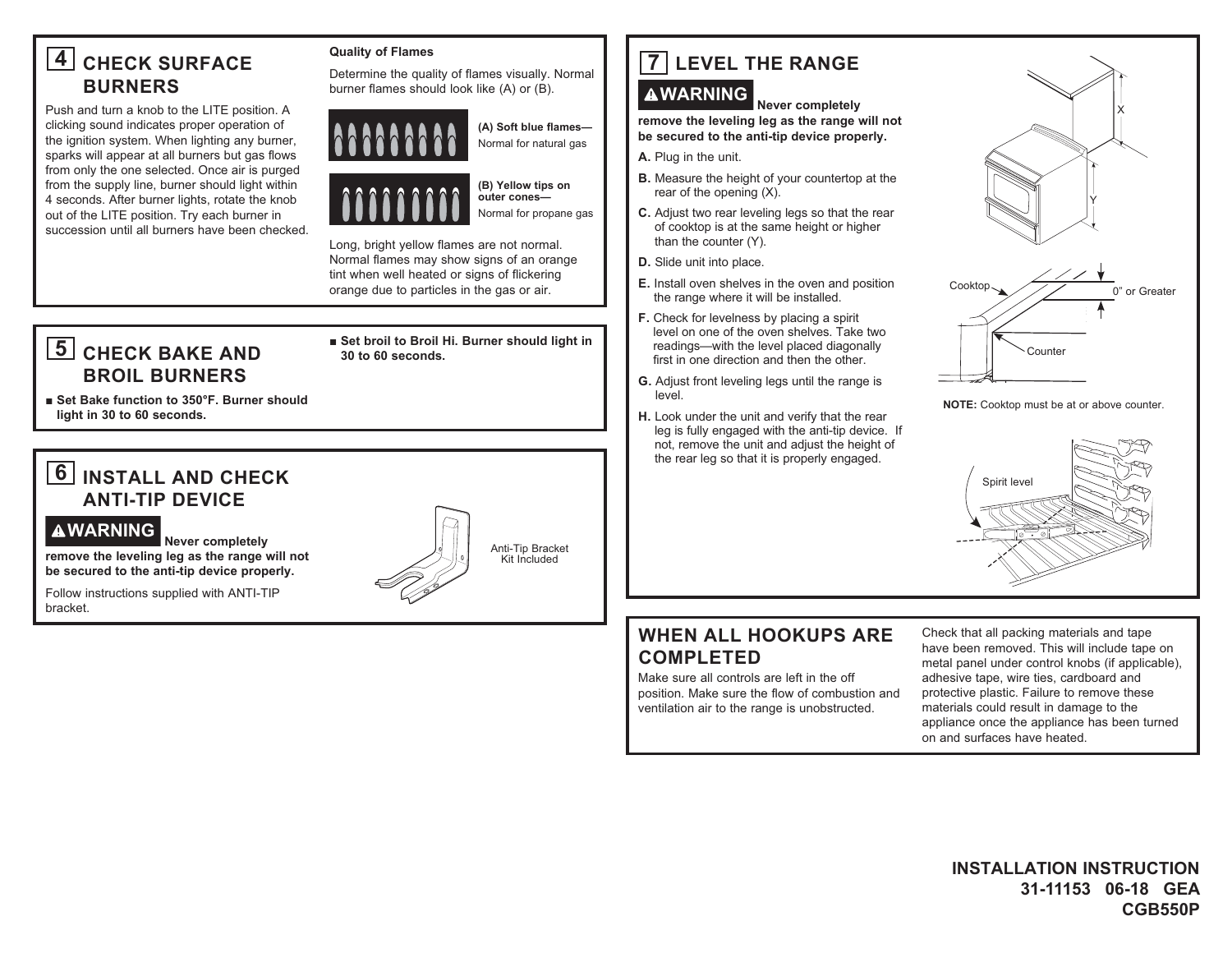## 4 CHECK SURFACE BURNERS

Push and turn a knob to the LITE position. A clicking sound indicates proper operation of the ignition system. When lighting any burner, sparks will appear at all burners but gas flows from only the one selected. Once air is purged from the supply line, burner should light within 4 seconds. After burner lights, rotate the knob out of the LITE position. Try each burner in succession until all burners have been checked.

**Quality of Flames**

Determine the quality of flames visually. Normal burner flames should look like (A) or (B).

**(A) Soft blue flames—** Normal for natural gas

**(B) Yellow tips on outer cones—** Normal for propane gas

Long, bright yellow flames are not normal. Normal flames may show signs of an orange tint when well heated or signs of flickering orange due to particles in the gas or air.

## 5 CHECK BAKE AND BROIL BURNERS

- **Set Bake function to 350°F. Burner should light in 30 to 60 seconds.**
- **Set broil to Broil Hi. Burner should light in 30 to 60 seconds.**

## 6 INSTALL AND CHECK ANTI-TIP DEVICE

**⚠WARNING Never completely remove the leveling leg as the range will not be secured to the anti-tip device properly.**

Follow instructions supplied with ANTI-TIP bracket.

Anti-Tip Bracket Kit Included

## 7 LEVEL THE RANGE

**⚠WARNING Never completely remove the leveling leg as the range will not be secured to the anti-tip device properly.**

**A.** Plug in the unit.

**B.** Measure the height of your countertop at the rear of the opening (X).

**C.** Adjust two rear leveling legs so that the rear of cooktop is at the same height or higher than the counter (Y).

**D.** Slide unit into place.

**E.** Install oven shelves in the oven and position the range where it will be installed.

**F.** Check for levelness by placing a spirit level on one of the oven shelves. Take two readings—with the level placed diagonally first in one direction and then the other.

**G.** Adjust front leveling legs until the range is level.

**H.** Look under the unit and verify that the rear leg is fully engaged with the anti-tip device. If not, remove the unit and adjust the height of the rear leg so that it is properly engaged.

Cooktop — 0" or Greater — Counter

**NOTE:** Cooktop must be at or above counter.

Spirit level

## WHEN ALL HOOKUPS ARE COMPLETED

Make sure all controls are left in the off position. Make sure the flow of combustion and ventilation air to the range is unobstructed.

Check that all packing materials and tape have been removed. This will include tape on metal panel under control knobs (if applicable), adhesive tape, wire ties, cardboard and protective plastic. Failure to remove these materials could result in damage to the appliance once the appliance has been turned on and surfaces have heated.

**INSTALLATION INSTRUCTION**
**31-11153 06-18 GEA**
**CGB550P**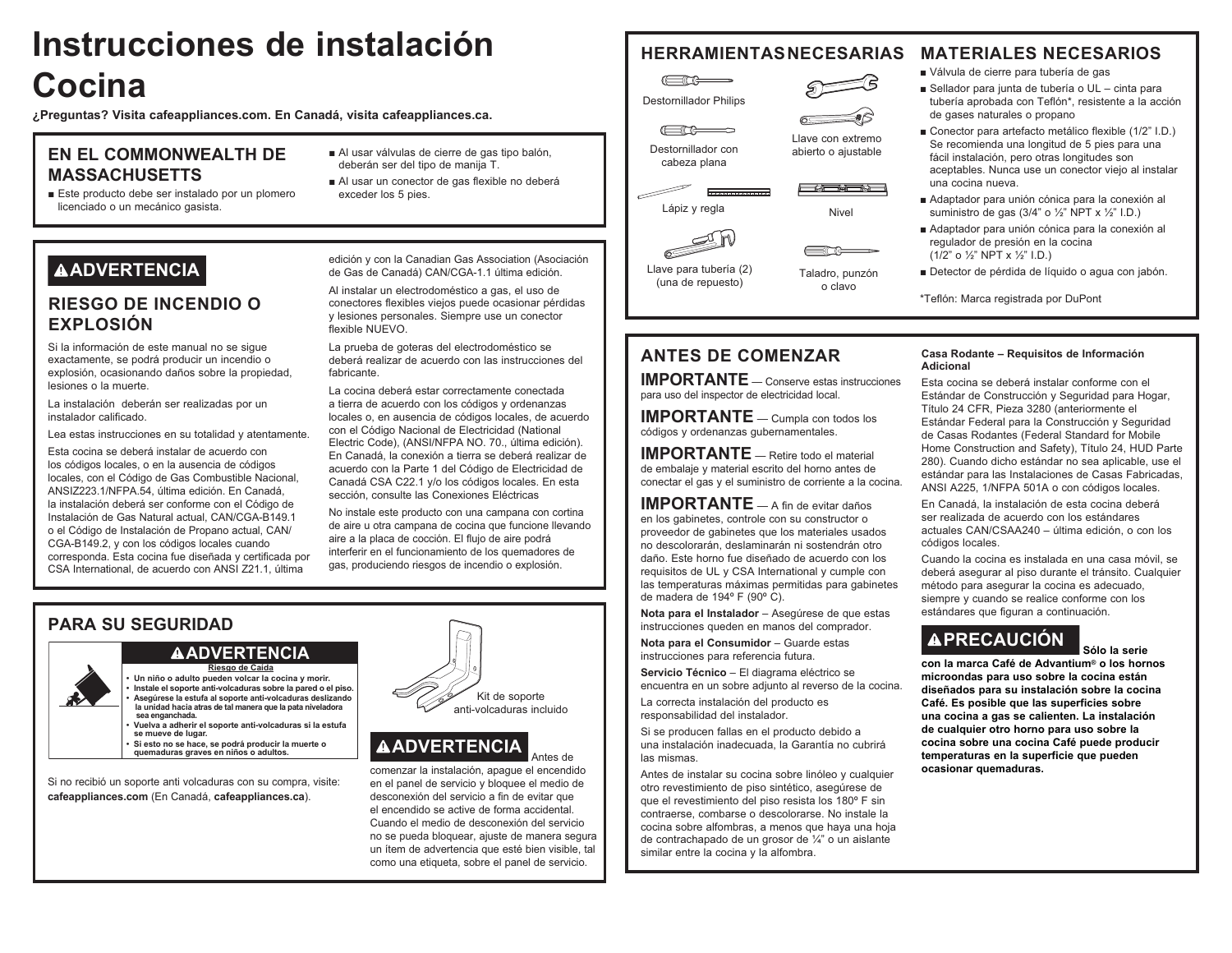# Instrucciones de instalación Cocina

**¿Preguntas? Visita cafeappliances.com. En Canadá, visita cafeappliances.ca.**

## EN EL COMMONWEALTH DE MASSACHUSETTS

- Este producto debe ser instalado por un plomero licenciado o un mecánico gasista.
- Al usar válvulas de cierre de gas tipo balón, deberán ser del tipo de manija T.
- Al usar un conector de gas flexible no deberá exceder los 5 pies.

## ⚠ADVERTENCIA

### RIESGO DE INCENDIO O EXPLOSIÓN

Si la información de este manual no se sigue exactamente, se podrá producir un incendio o explosión, ocasionando daños sobre la propiedad, lesiones o la muerte.

La instalación deberán ser realizadas por un instalador calificado.

Lea estas instrucciones en su totalidad y atentamente.

Esta cocina se deberá instalar de acuerdo con los códigos locales, o en la ausencia de códigos locales, con el Código de Gas Combustible Nacional, ANSIZ223.1/NFPA.54, última edición. En Canadá, la instalación deberá ser conforme con el Código de Instalación de Gas Natural actual, CAN/CGA-B149.1 o el Código de Instalación de Propano actual, CAN/CGA-B149.2, y con los códigos locales cuando corresponda. Esta cocina fue diseñada y certificada por CSA International, de acuerdo con ANSI Z21.1, última edición y con la Canadian Gas Association (Asociación de Gas de Canadá) CAN/CGA-1.1 última edición.

Al instalar un electrodoméstico a gas, el uso de conectores flexibles viejos puede ocasionar pérdidas y lesiones personales. Siempre use un conector flexible NUEVO.

La prueba de goteras del electrodoméstico se deberá realizar de acuerdo con las instrucciones del fabricante.

La cocina deberá estar correctamente conectada a tierra de acuerdo con los códigos y ordenanzas locales o, en ausencia de códigos locales, de acuerdo con el Código Nacional de Electricidad (National Electric Code), (ANSI/NFPA NO. 70., última edición). En Canadá, la conexión a tierra se deberá realizar de acuerdo con la Parte 1 del Código de Electricidad de Canadá CSA C22.1 y/o los códigos locales. En esta sección, consulte las Conexiones Eléctricas

No instale este producto con una campana con cortina de aire u otra campana de cocina que funcione llevando aire a la placa de cocción. El flujo de aire podrá interferir en el funcionamiento de los quemadores de gas, produciendo riesgos de incendio o explosión.

## PARA SU SEGURIDAD

**⚠ADVERTENCIA**

**Riesgo de Caída**

- **Un niño o adulto pueden volcar la cocina y morir.**
- **Instale el soporte anti-volcaduras sobre la pared o el piso.**
- **Asegúrese la estufa al soporte anti-volcaduras deslizando la unidad hacia atras de tal manera que la pata niveladora sea enganchada.**
- **Vuelva a adherir el soporte anti-volcaduras si la estufa se mueve de lugar.**
- **Si esto no se hace, se podrá producir la muerte o quemaduras graves en niños o adultos.**

Si no recibió un soporte anti volcaduras con su compra, visite: **cafeappliances.com** (En Canadá, **cafeappliances.ca**).

Kit de soporte anti-volcaduras incluido

**⚠ADVERTENCIA** Antes de comenzar la instalación, apague el encendido en el panel de servicio y bloquee el medio de desconexión del servicio a fin de evitar que el encendido se active de forma accidental. Cuando el medio de desconexión del servicio no se pueda bloquear, ajuste de manera segura un ítem de advertencia que esté bien visible, tal como una etiqueta, sobre el panel de servicio.

## HERRAMIENTAS NECESARIAS

- Destornillador Philips
- Destornillador con cabeza plana
- Lápiz y regla
- Llave para tubería (2) (una de repuesto)
- Llave con extremo abierto o ajustable
- Nivel
- Taladro, punzón o clavo

## MATERIALES NECESARIOS

- Válvula de cierre para tubería de gas
- Sellador para junta de tubería o UL – cinta para tubería aprobada con Teflón*, resistente a la acción de gases naturales o propano
- Conector para artefacto metálico flexible (1/2" I.D.) Se recomienda una longitud de 5 pies para una fácil instalación, pero otras longitudes son aceptables. Nunca use un conector viejo al instalar una cocina nueva.
- Adaptador para unión cónica para la conexión al suministro de gas (3/4" o ½" NPT x ½" I.D.)
- Adaptador para unión cónica para la conexión al regulador de presión en la cocina (1/2" o ½" NPT x ½" I.D.)
- Detector de pérdida de líquido o agua con jabón.

*Teflón: Marca registrada por DuPont

## ANTES DE COMENZAR

**IMPORTANTE** — Conserve estas instrucciones para uso del inspector de electricidad local.

**IMPORTANTE** — Cumpla con todos los códigos y ordenanzas gubernamentales.

**IMPORTANTE** — Retire todo el material de embalaje y material escrito del horno antes de conectar el gas y el suministro de corriente a la cocina.

**IMPORTANTE** — A fin de evitar daños en los gabinetes, controle con su constructor o proveedor de gabinetes que los materiales usados no descolorarán, deslaminarán ni sostendrán otro daño. Este horno fue diseñado de acuerdo con los requisitos de UL y CSA International y cumple con las temperaturas máximas permitidas para gabinetes de madera de 194º F (90º C).

**Nota para el Instalador** – Asegúrese de que estas instrucciones queden en manos del comprador.

**Nota para el Consumidor** – Guarde estas instrucciones para referencia futura.

**Servicio Técnico** – El diagrama eléctrico se encuentra en un sobre adjunto al reverso de la cocina.

La correcta instalación del producto es responsabilidad del instalador.

Si se producen fallas en el producto debido a una instalación inadecuada, la Garantía no cubrirá las mismas.

Antes de instalar su cocina sobre linóleo y cualquier otro revestimiento de piso sintético, asegúrese de que el revestimiento del piso resista los 180º F sin contraerse, combarse o descolorarse. No instale la cocina sobre alfombras, a menos que haya una hoja de contrachapado de un grosor de ¼" o un aislante similar entre la cocina y la alfombra.

**Casa Rodante – Requisitos de Información Adicional**

Esta cocina se deberá instalar conforme con el Estándar de Construcción y Seguridad para Hogar, Título 24 CFR, Pieza 3280 (anteriormente el Estándar Federal para la Construcción y Seguridad de Casas Rodantes (Federal Standard for Mobile Home Construction and Safety), Título 24, HUD Parte 280). Cuando dicho estándar no sea aplicable, use el estándar para las Instalaciones de Casas Fabricadas, ANSI A225, 1/NFPA 501A o con códigos locales.

En Canadá, la instalación de esta cocina deberá ser realizada de acuerdo con los estándares actuales CAN/CSAA240 – última edición, o con los códigos locales.

Cuando la cocina es instalada en una casa móvil, se deberá asegurar al piso durante el tránsito. Cualquier método para asegurar la cocina es adecuado, siempre y cuando se realice conforme con los estándares que figuran a continuación.

**⚠PRECAUCIÓN** **Sólo la serie con la marca Café de Advantium® o los hornos microondas para uso sobre la cocina están diseñados para su instalación sobre la cocina Café. Es posible que las superficies sobre una cocina a gas se calienten. La instalación de cualquier otro horno para uso sobre la cocina sobre una cocina Café puede producir temperaturas en la superficie que pueden ocasionar quemaduras.**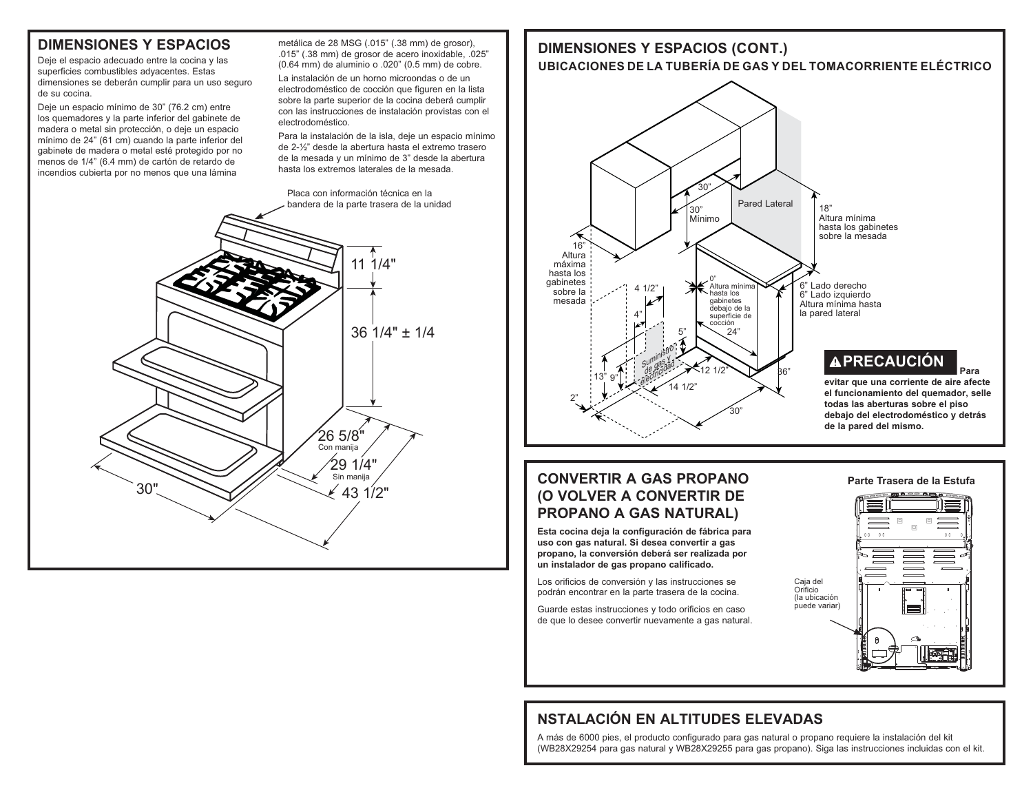## DIMENSIONES Y ESPACIOS

Deje el espacio adecuado entre la cocina y las superficies combustibles adyacentes. Estas dimensiones se deberán cumplir para un uso seguro de su cocina.

Deje un espacio mínimo de 30" (76.2 cm) entre los quemadores y la parte inferior del gabinete de madera o metal sin protección, o deje un espacio mínimo de 24" (61 cm) cuando la parte inferior del gabinete de madera o metal esté protegido por no menos de 1/4" (6.4 mm) de cartón de retardo de incendios cubierta por no menos que una lámina metálica de 28 MSG (.015" (.38 mm) de grosor), .015" (.38 mm) de grosor de acero inoxidable, .025" (0.64 mm) de aluminio o .020" (0.5 mm) de cobre.

La instalación de un horno microondas o de un electrodoméstico de cocción que figuren en la lista sobre la parte superior de la cocina deberá cumplir con las instrucciones de instalación provistas con el electrodoméstico.

Para la instalación de la isla, deje un espacio mínimo de 2-½" desde la abertura hasta el extremo trasero de la mesada y un mínimo de 3" desde la abertura hasta los extremos laterales de la mesada.

Placa con información técnica en la bandera de la parte trasera de la unidad

11 1/4"

36 1/4" ± 1/4

26 5/8" Con manija

29 1/4" Sin manija

30"

43 1/2"

## DIMENSIONES Y ESPACIOS (CONT.)

### UBICACIONES DE LA TUBERÍA DE GAS Y DEL TOMACORRIENTE ELÉCTRICO

30"

30" Mínimo

Pared Lateral

18" Altura mínima hasta los gabinetes sobre la mesada

16" Altura máxima hasta los gabinetes sobre la mesada

4 1/2"

0" Altura mínima hasta los gabinetes debajo de la superficie de cocción

6" Lado derecho
6" Lado izquierdo
Altura mínima hasta la pared lateral

4"

5"

24"

Suministro de gas y electricidad

13"

9"

12 1/2"

36"

14 1/2"

2"

30"

**⚠PRECAUCIÓN Para evitar que una corriente de aire afecte el funcionamiento del quemador, selle todas las aberturas sobre el piso debajo del electrodoméstico y detrás de la pared del mismo.**

## CONVERTIR A GAS PROPANO (O VOLVER A CONVERTIR DE PROPANO A GAS NATURAL)

**Esta cocina deja la configuración de fábrica para uso con gas natural. Si desea convertir a gas propano, la conversión deberá ser realizada por un instalador de gas propano calificado.**

Los orificios de conversión y las instrucciones se podrán encontrar en la parte trasera de la cocina.

Guarde estas instrucciones y todo orificios en caso de que lo desee convertir nuevamente a gas natural.

**Parte Trasera de la Estufa**

Caja del Orificio (la ubicación puede variar)

## NSTALACIÓN EN ALTITUDES ELEVADAS

A más de 6000 pies, el producto configurado para gas natural o propano requiere la instalación del kit (WB28X29254 para gas natural y WB28X29255 para gas propano). Siga las instrucciones incluidas con el kit.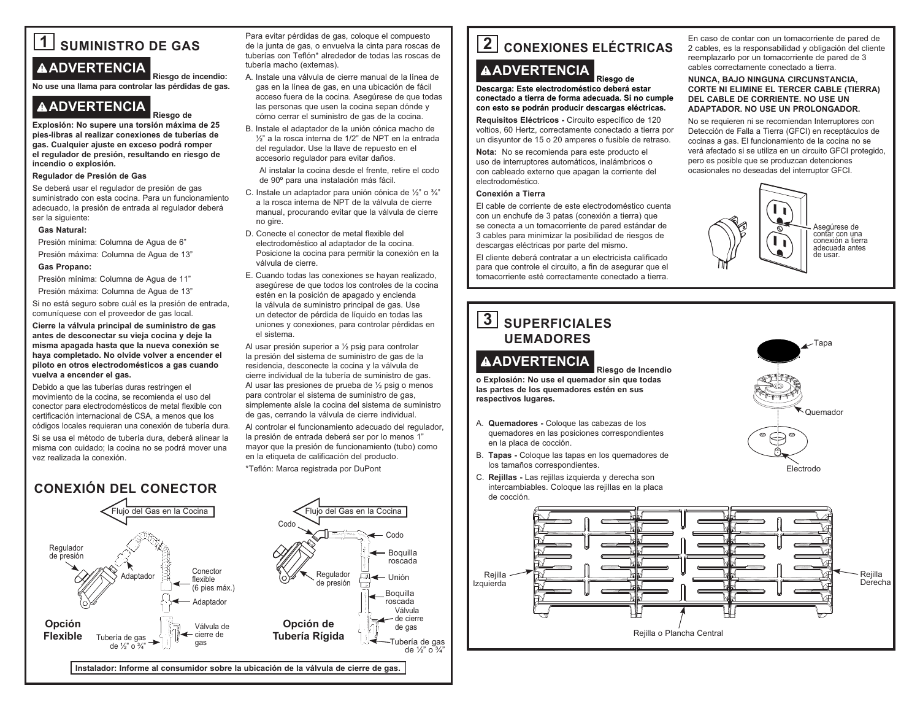## 1 SUMINISTRO DE GAS

**⚠ADVERTENCIA Riesgo de incendio: No use una llama para controlar las pérdidas de gas.**

**⚠ADVERTENCIA Riesgo de Explosión: No supere una torsión máxima de 25 pies-libras al realizar conexiones de tuberías de gas. Cualquier ajuste en exceso podrá romper el regulador de presión, resultando en riesgo de incendio o explosión.**

**Regulador de Presión de Gas**

Se deberá usar el regulador de presión de gas suministrado con esta cocina. Para un funcionamiento adecuado, la presión de entrada al regulador deberá ser la siguiente:

**Gas Natural:**

Presión mínima: Columna de Agua de 6"

Presión máxima: Columna de Agua de 13"

**Gas Propano:**

Presión mínima: Columna de Agua de 11"

Presión máxima: Columna de Agua de 13"

Si no está seguro sobre cuál es la presión de entrada, comuníquese con el proveedor de gas local.

**Cierre la válvula principal de suministro de gas antes de desconectar su vieja cocina y deje la misma apagada hasta que la nueva conexión se haya completado. No olvide volver a encender el piloto en otros electrodomésticos a gas cuando vuelva a encender el gas.**

Debido a que las tuberías duras restringen el movimiento de la cocina, se recomienda el uso del conector para electrodomésticos de metal flexible con certificación internacional de CSA, a menos que los códigos locales requieran una conexión de tubería dura.

Si se usa el método de tubería dura, deberá alinear la misma con cuidado; la cocina no se podrá mover una vez realizada la conexión.

Para evitar pérdidas de gas, coloque el compuesto de la junta de gas, o envuelva la cinta para roscas de tuberías con Teflón* alrededor de todas las roscas de tubería macho (externas).

A. Instale una válvula de cierre manual de la línea de gas en la línea de gas, en una ubicación de fácil acceso fuera de la cocina. Asegúrese de que todas las personas que usen la cocina sepan dónde y cómo cerrar el suministro de gas de la cocina.

B. Instale el adaptador de la unión cónica macho de ½" a la rosca interna de 1/2" de NPT en la entrada del regulador. Use la llave de repuesto en el accesorio regulador para evitar daños.

   Al instalar la cocina desde el frente, retire el codo de 90º para una instalación más fácil.

C. Instale un adaptador para unión cónica de ½" o ¾" a la rosca interna de NPT de la válvula de cierre manual, procurando evitar que la válvula de cierre no gire.

D. Conecte el conector de metal flexible del electrodoméstico al adaptador de la cocina. Posicione la cocina para permitir la conexión en la válvula de cierre.

E. Cuando todas las conexiones se hayan realizado, asegúrese de que todos los controles de la cocina estén en la posición de apagado y encienda la válvula de suministro principal de gas. Use un detector de pérdida de líquido en todas las uniones y conexiones, para controlar pérdidas en el sistema.

Al usar presión superior a ½ psig para controlar la presión del sistema de suministro de gas de la residencia, desconecte la cocina y la válvula de cierre individual de la tubería de suministro de gas. Al usar las presiones de prueba de ½ psig o menos para controlar el sistema de suministro de gas, simplemente aísle la cocina del sistema de suministro de gas, cerrando la válvula de cierre individual.

Al controlar el funcionamiento adecuado del regulador, la presión de entrada deberá ser por lo menos 1" mayor que la presión de funcionamiento (tubo) como en la etiqueta de calificación del producto.

*Teflón: Marca registrada por DuPont

## CONEXIÓN DEL CONECTOR

Flujo del Gas en la Cocina

Regulador de presión, Adaptador, Conector flexible (6 pies máx.), Adaptador, Válvula de cierre de gas, Tubería de gas de ½" o ¾"

**Opción Flexible**

Flujo del Gas en la Cocina

Codo, Codo, Boquilla roscada, Regulador de presión, Unión, Boquilla roscada, Válvula de cierre de gas, Tubería de gas de ½" o ¾"

**Opción de Tubería Rígida**

**Instalador: Informe al consumidor sobre la ubicación de la válvula de cierre de gas.**

## 2 CONEXIONES ELÉCTRICAS

**⚠ADVERTENCIA Riesgo de Descarga: Este electrodoméstico deberá estar conectado a tierra de forma adecuada. Si no cumple con esto se podrán producir descargas eléctricas.**

**Requisitos Eléctricos -** Circuito específico de 120 voltios, 60 Hertz, correctamente conectado a tierra por un disyuntor de 15 o 20 amperes o fusible de retraso.

**Nota:** No se recomienda para este producto el uso de interruptores automáticos, inalámbricos o con cableado externo que apagan la corriente del electrodoméstico.

**Conexión a Tierra**

El cable de corriente de este electrodoméstico cuenta con un enchufe de 3 patas (conexión a tierra) que se conecta a un tomacorriente de pared estándar de 3 cables para minimizar la posibilidad de riesgos de descargas eléctricas por parte del mismo.

El cliente deberá contratar a un electricista calificado para que controle el circuito, a fin de asegurar que el tomacorriente esté correctamente conectado a tierra.

En caso de contar con un tomacorriente de pared de 2 cables, es la responsabilidad y obligación del cliente reemplazarlo por un tomacorriente de pared de 3 cables correctamente conectado a tierra.

**NUNCA, BAJO NINGUNA CIRCUNSTANCIA, CORTE NI ELIMINE EL TERCER CABLE (TIERRA) DEL CABLE DE CORRIENTE. NO USE UN ADAPTADOR. NO USE UN PROLONGADOR.**

No se requieren ni se recomiendan Interruptores con Detección de Falla a Tierra (GFCI) en receptáculos de cocinas a gas. El funcionamiento de la cocina no se verá afectado si se utiliza en un circuito GFCI protegido, pero es posible que se produzcan detenciones ocasionales no deseadas del interruptor GFCI.

Asegúrese de contar con una conexión a tierra adecuada antes de usar.

## 3 SUPERFICIALES UEMADORES

**⚠ADVERTENCIA Riesgo de Incendio o Explosión: No use el quemador sin que todas las partes de los quemadores estén en sus respectivos lugares.**

A. **Quemadores -** Coloque las cabezas de los quemadores en las posiciones correspondientes en la placa de cocción.

B. **Tapas -** Coloque las tapas en los quemadores de los tamaños correspondientes.

C. **Rejillas -** Las rejillas izquierda y derecha son intercambiables. Coloque las rejillas en la placa de cocción.

Tapa, Quemador, Electrodo

Rejilla Izquierda, Rejilla Derecha, Rejilla o Plancha Central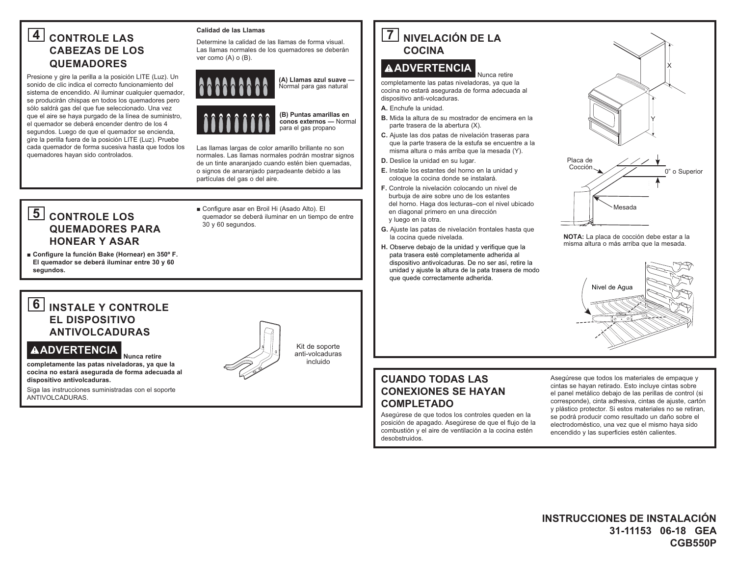## 4 CONTROLE LAS CABEZAS DE LOS QUEMADORES

Presione y gire la perilla a la posición LITE (Luz). Un sonido de clic indica el correcto funcionamiento del sistema de encendido. Al iluminar cualquier quemador, se producirán chispas en todos los quemadores pero sólo saldrá gas del que fue seleccionado. Una vez que el aire se haya purgado de la línea de suministro, el quemador se deberá encender dentro de los 4 segundos. Luego de que el quemador se encienda, gire la perilla fuera de la posición LITE (Luz). Pruebe cada quemador de forma sucesiva hasta que todos los quemadores hayan sido controlados.

**Calidad de las Llamas**

Determine la calidad de las llamas de forma visual. Las llamas normales de los quemadores se deberán ver como (A) o (B).

**(A) Llamas azul suave —** Normal para gas natural

**(B) Puntas amarillas en conos externos —** Normal para el gas propano

Las llamas largas de color amarillo brillante no son normales. Las llamas normales podrán mostrar signos de un tinte anaranjado cuando estén bien quemadas, o signos de anaranjado parpadeante debido a las partículas del gas o del aire.

## 5 CONTROLE LOS QUEMADORES PARA HONEAR Y ASAR

- **Configure la función Bake (Hornear) en 350º F. El quemador se deberá iluminar entre 30 y 60 segundos.**
- Configure asar en Broil Hi (Asado Alto). El quemador se deberá iluminar en un tiempo de entre 30 y 60 segundos.

## 6 INSTALE Y CONTROLE EL DISPOSITIVO ANTIVOLCADURAS

**⚠ADVERTENCIA** **Nunca retire completamente las patas niveladoras, ya que la cocina no estará asegurada de forma adecuada al dispositivo antivolcaduras.**

Siga las instrucciones suministradas con el soporte ANTIVOLCADURAS.

Kit de soporte anti-volcaduras incluido

## 7 NIVELACIÓN DE LA COCINA

**⚠ADVERTENCIA** Nunca retire completamente las patas niveladoras, ya que la cocina no estará asegurada de forma adecuada al dispositivo anti-volcaduras.

**A.** Enchufe la unidad.

**B.** Mida la altura de su mostrador de encimera en la parte trasera de la abertura (X).

**C.** Ajuste las dos patas de nivelación traseras para que la parte trasera de la estufa se encuentre a la misma altura o más arriba que la mesada (Y).

**D.** Deslice la unidad en su lugar.

**E.** Instale los estantes del horno en la unidad y coloque la cocina donde se instalará.

**F.** Controle la nivelación colocando un nivel de burbuja de aire sobre uno de los estantes del horno. Haga dos lecturas–con el nivel ubicado en diagonal primero en una dirección y luego en la otra.

**G.** Ajuste las patas de nivelación frontales hasta que la cocina quede nivelada.

**H.** Observe debajo de la unidad y verifique que la pata trasera esté completamente adherida al dispositivo antivolcaduras. De no ser así, retire la unidad y ajuste la altura de la pata trasera de modo que quede correctamente adherida.

X

Y

Placa de Cocción

0" o Superior

Mesada

**NOTA:** La placa de cocción debe estar a la misma altura o más arriba que la mesada.

Nivel de Agua

## CUANDO TODAS LAS CONEXIONES SE HAYAN COMPLETADO

Asegúrese de que todos los controles queden en la posición de apagado. Asegúrese de que el flujo de la combustión y el aire de ventilación a la cocina estén desobstruidos.

Asegúrese que todos los materiales de empaque y cintas se hayan retirado. Esto incluye cintas sobre el panel metálico debajo de las perillas de control (si corresponde), cinta adhesiva, cintas de ajuste, cartón y plástico protector. Si estos materiales no se retiran, se podrá producir como resultado un daño sobre el electrodoméstico, una vez que el mismo haya sido encendido y las superficies estén calientes.

**INSTRUCCIONES DE INSTALACIÓN**
**31-11153 06-18 GEA**
**CGB550P**